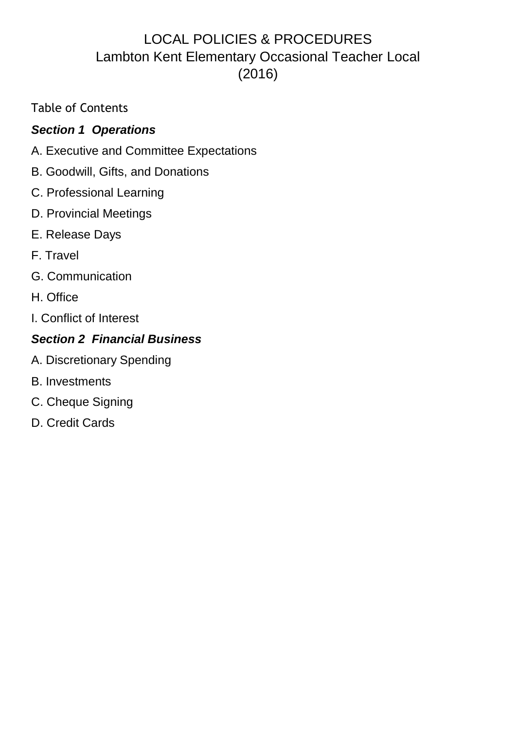# LOCAL POLICIES & PROCEDURES
# Lambton Kent Elementary Occasional Teacher Local
# (2016)

Table of Contents

***Section 1  Operations***

A. Executive and Committee Expectations

B. Goodwill, Gifts, and Donations

C. Professional Learning

D. Provincial Meetings

E. Release Days

F. Travel

G. Communication

H. Office

I. Conflict of Interest

***Section 2  Financial Business***

A. Discretionary Spending

B. Investments

C. Cheque Signing

D. Credit Cards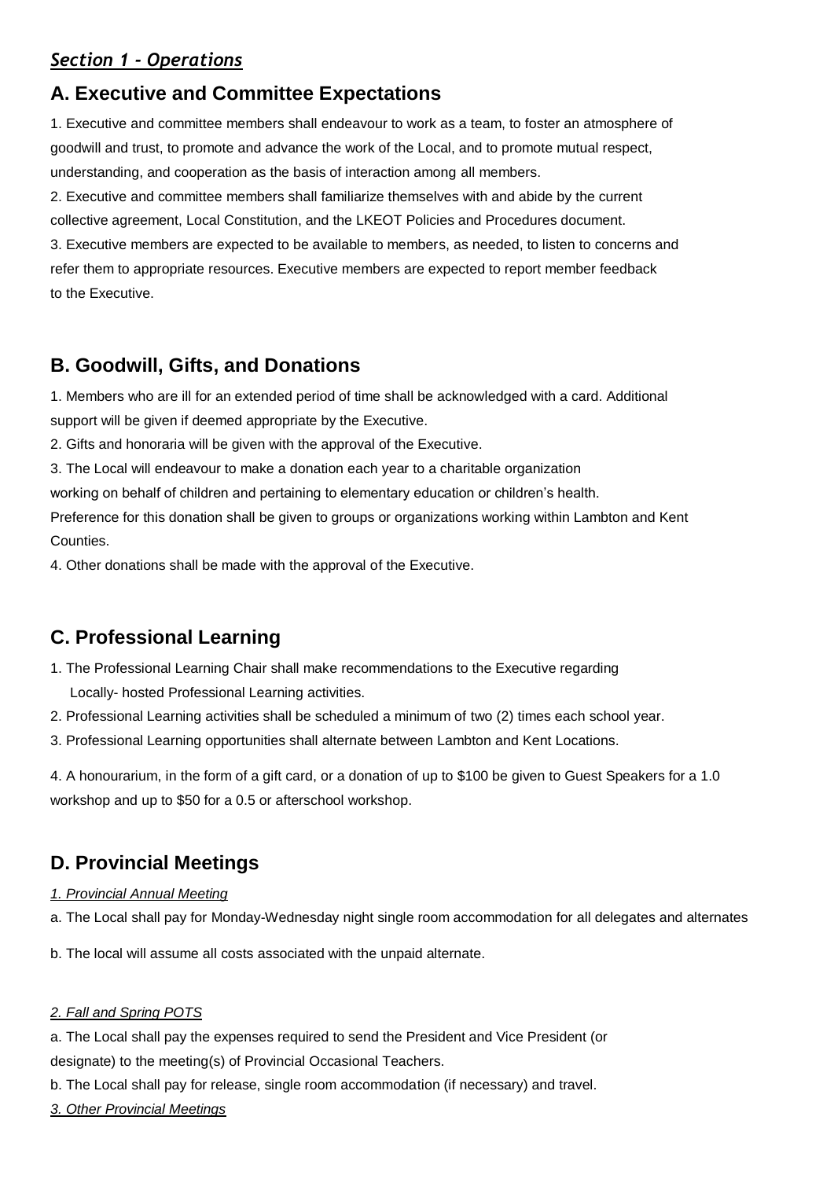## *Section 1 - Operations*

## A. Executive and Committee Expectations

1. Executive and committee members shall endeavour to work as a team, to foster an atmosphere of goodwill and trust, to promote and advance the work of the Local, and to promote mutual respect, understanding, and cooperation as the basis of interaction among all members.
2. Executive and committee members shall familiarize themselves with and abide by the current collective agreement, Local Constitution, and the LKEOT Policies and Procedures document.
3. Executive members are expected to be available to members, as needed, to listen to concerns and refer them to appropriate resources. Executive members are expected to report member feedback to the Executive.

## B. Goodwill, Gifts, and Donations

1. Members who are ill for an extended period of time shall be acknowledged with a card. Additional support will be given if deemed appropriate by the Executive.
2. Gifts and honoraria will be given with the approval of the Executive.
3. The Local will endeavour to make a donation each year to a charitable organization working on behalf of children and pertaining to elementary education or children's health. Preference for this donation shall be given to groups or organizations working within Lambton and Kent Counties.
4. Other donations shall be made with the approval of the Executive.

## C. Professional Learning

1. The Professional Learning Chair shall make recommendations to the Executive regarding Locally- hosted Professional Learning activities.
2. Professional Learning activities shall be scheduled a minimum of two (2) times each school year.
3. Professional Learning opportunities shall alternate between Lambton and Kent Locations.
4. A honourarium, in the form of a gift card, or a donation of up to $100 be given to Guest Speakers for a 1.0 workshop and up to $50 for a 0.5 or afterschool workshop.

## D. Provincial Meetings

*1. Provincial Annual Meeting*

a. The Local shall pay for Monday-Wednesday night single room accommodation for all delegates and alternates

b. The local will assume all costs associated with the unpaid alternate.

*2. Fall and Spring POTS*

a. The Local shall pay the expenses required to send the President and Vice President (or designate) to the meeting(s) of Provincial Occasional Teachers.

b. The Local shall pay for release, single room accommodation (if necessary) and travel.

*3. Other Provincial Meetings*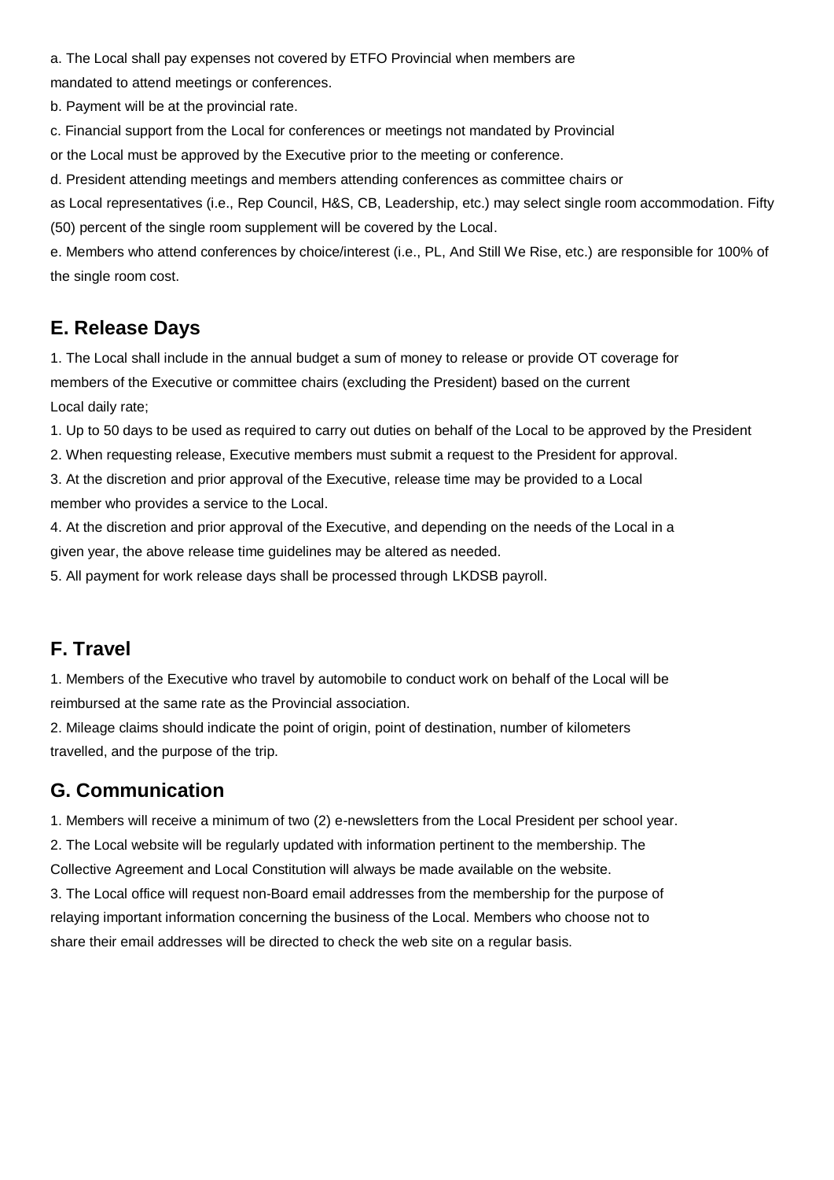a. The Local shall pay expenses not covered by ETFO Provincial when members are mandated to attend meetings or conferences.

b. Payment will be at the provincial rate.

c. Financial support from the Local for conferences or meetings not mandated by Provincial or the Local must be approved by the Executive prior to the meeting or conference.

d. President attending meetings and members attending conferences as committee chairs or as Local representatives (i.e., Rep Council, H&S, CB, Leadership, etc.) may select single room accommodation. Fifty (50) percent of the single room supplement will be covered by the Local.

e. Members who attend conferences by choice/interest (i.e., PL, And Still We Rise, etc.) are responsible for 100% of the single room cost.

## E. Release Days

1. The Local shall include in the annual budget a sum of money to release or provide OT coverage for members of the Executive or committee chairs (excluding the President) based on the current Local daily rate;

1. Up to 50 days to be used as required to carry out duties on behalf of the Local to be approved by the President

2. When requesting release, Executive members must submit a request to the President for approval.

3. At the discretion and prior approval of the Executive, release time may be provided to a Local member who provides a service to the Local.

4. At the discretion and prior approval of the Executive, and depending on the needs of the Local in a given year, the above release time guidelines may be altered as needed.

5. All payment for work release days shall be processed through LKDSB payroll.

## F. Travel

1. Members of the Executive who travel by automobile to conduct work on behalf of the Local will be reimbursed at the same rate as the Provincial association.

2. Mileage claims should indicate the point of origin, point of destination, number of kilometers travelled, and the purpose of the trip.

## G. Communication

1. Members will receive a minimum of two (2) e-newsletters from the Local President per school year.

2. The Local website will be regularly updated with information pertinent to the membership. The Collective Agreement and Local Constitution will always be made available on the website.

3. The Local office will request non-Board email addresses from the membership for the purpose of relaying important information concerning the business of the Local. Members who choose not to share their email addresses will be directed to check the web site on a regular basis.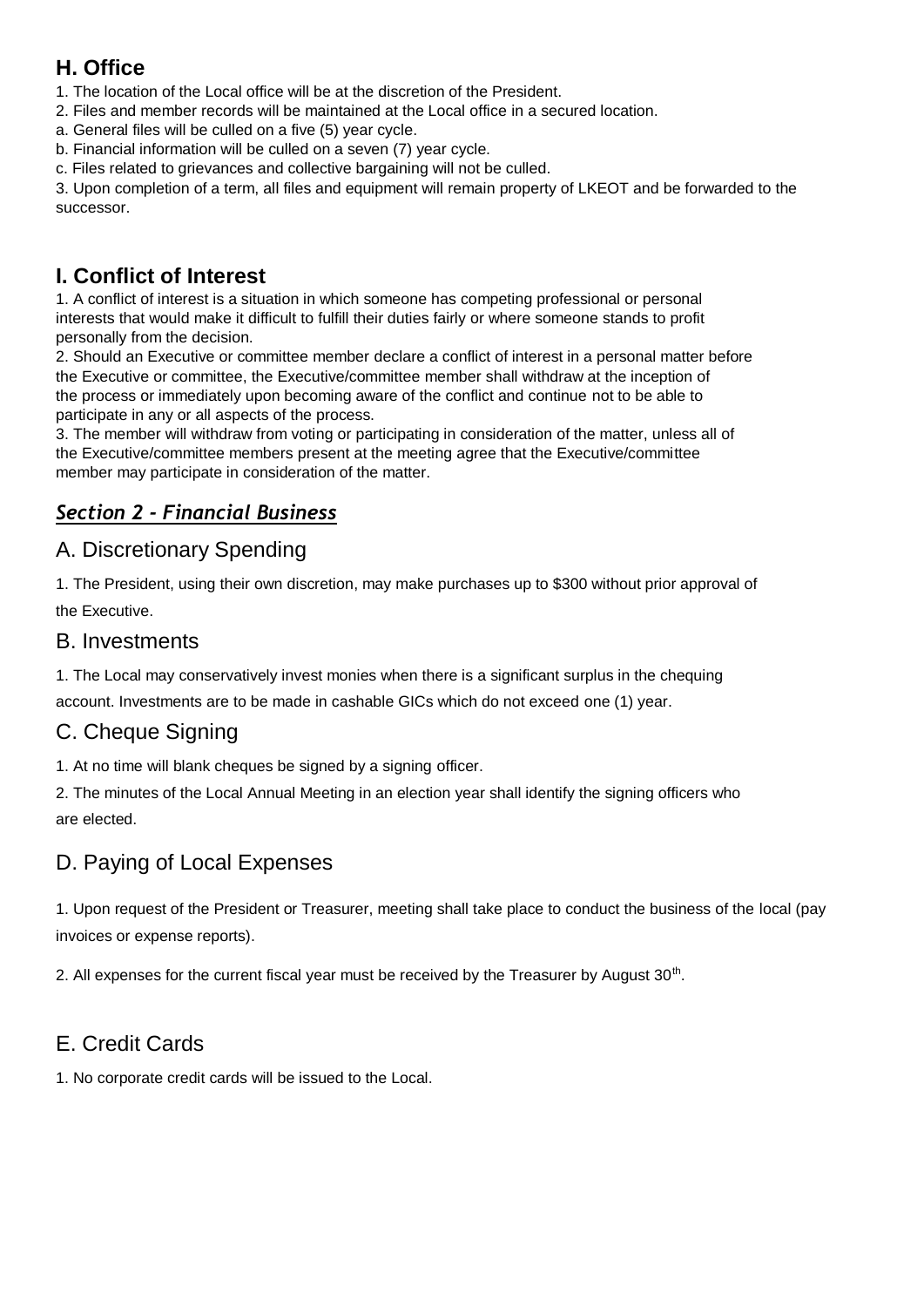## H. Office

1. The location of the Local office will be at the discretion of the President.
2. Files and member records will be maintained at the Local office in a secured location.
a. General files will be culled on a five (5) year cycle.
b. Financial information will be culled on a seven (7) year cycle.
c. Files related to grievances and collective bargaining will not be culled.
3. Upon completion of a term, all files and equipment will remain property of LKEOT and be forwarded to the successor.

## I. Conflict of Interest

1. A conflict of interest is a situation in which someone has competing professional or personal interests that would make it difficult to fulfill their duties fairly or where someone stands to profit personally from the decision.
2. Should an Executive or committee member declare a conflict of interest in a personal matter before the Executive or committee, the Executive/committee member shall withdraw at the inception of the process or immediately upon becoming aware of the conflict and continue not to be able to participate in any or all aspects of the process.
3. The member will withdraw from voting or participating in consideration of the matter, unless all of the Executive/committee members present at the meeting agree that the Executive/committee member may participate in consideration of the matter.

## ***Section 2 - Financial Business***

### A. Discretionary Spending

1. The President, using their own discretion, may make purchases up to $300 without prior approval of the Executive.

### B. Investments

1. The Local may conservatively invest monies when there is a significant surplus in the chequing account. Investments are to be made in cashable GICs which do not exceed one (1) year.

### C. Cheque Signing

1. At no time will blank cheques be signed by a signing officer.

2. The minutes of the Local Annual Meeting in an election year shall identify the signing officers who are elected.

### D. Paying of Local Expenses

1. Upon request of the President or Treasurer, meeting shall take place to conduct the business of the local (pay invoices or expense reports).

2. All expenses for the current fiscal year must be received by the Treasurer by August 30th.

### E. Credit Cards

1. No corporate credit cards will be issued to the Local.